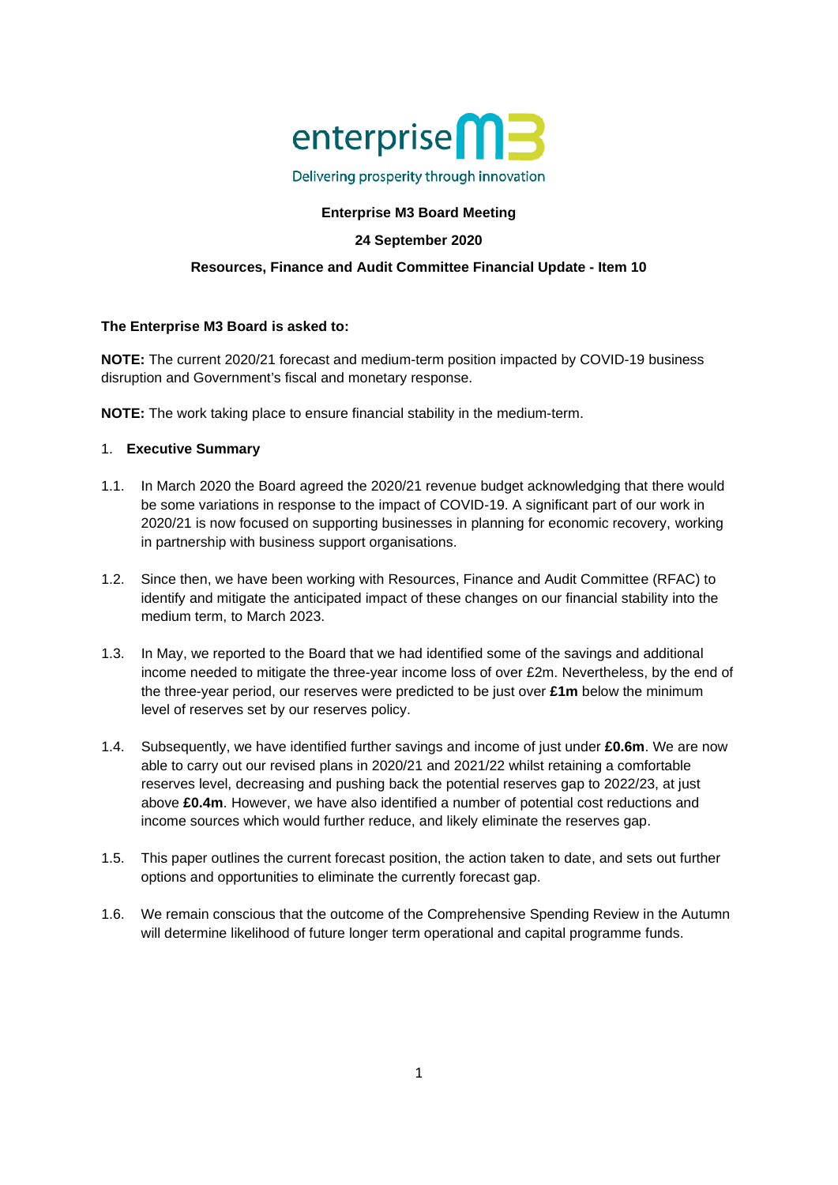enterprise M3

Delivering prosperity through innovation

**Enterprise M3 Board Meeting**

**24 September 2020**

**Resources, Finance and Audit Committee Financial Update - Item 10**

**The Enterprise M3 Board is asked to:**

**NOTE:** The current 2020/21 forecast and medium-term position impacted by COVID-19 business disruption and Government's fiscal and monetary response.

**NOTE:** The work taking place to ensure financial stability in the medium-term.

1. **Executive Summary**

1.1. In March 2020 the Board agreed the 2020/21 revenue budget acknowledging that there would be some variations in response to the impact of COVID-19. A significant part of our work in 2020/21 is now focused on supporting businesses in planning for economic recovery, working in partnership with business support organisations.

1.2. Since then, we have been working with Resources, Finance and Audit Committee (RFAC) to identify and mitigate the anticipated impact of these changes on our financial stability into the medium term, to March 2023.

1.3. In May, we reported to the Board that we had identified some of the savings and additional income needed to mitigate the three-year income loss of over £2m. Nevertheless, by the end of the three-year period, our reserves were predicted to be just over **£1m** below the minimum level of reserves set by our reserves policy.

1.4. Subsequently, we have identified further savings and income of just under **£0.6m**. We are now able to carry out our revised plans in 2020/21 and 2021/22 whilst retaining a comfortable reserves level, decreasing and pushing back the potential reserves gap to 2022/23, at just above **£0.4m**. However, we have also identified a number of potential cost reductions and income sources which would further reduce, and likely eliminate the reserves gap.

1.5. This paper outlines the current forecast position, the action taken to date, and sets out further options and opportunities to eliminate the currently forecast gap.

1.6. We remain conscious that the outcome of the Comprehensive Spending Review in the Autumn will determine likelihood of future longer term operational and capital programme funds.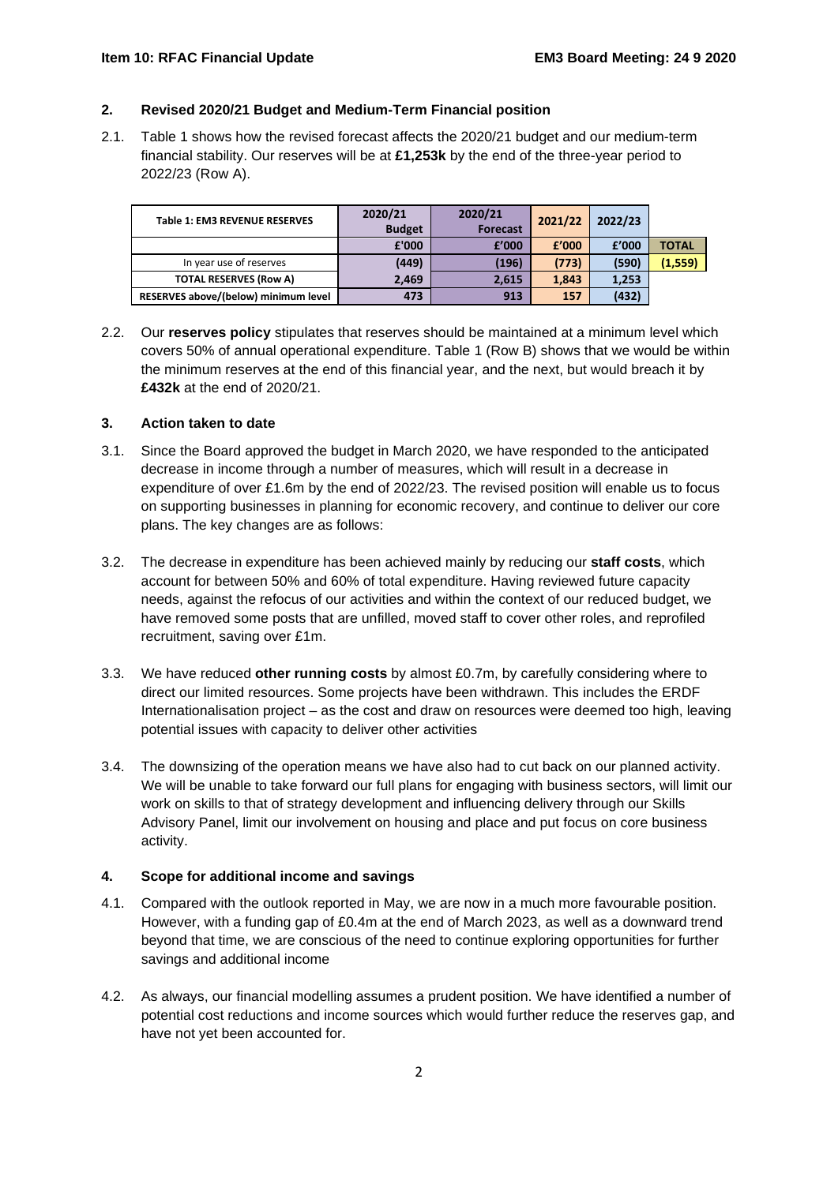## 2. Revised 2020/21 Budget and Medium-Term Financial position

2.1. Table 1 shows how the revised forecast affects the 2020/21 budget and our medium-term financial stability. Our reserves will be at **£1,253k** by the end of the three-year period to 2022/23 (Row A).

| Table 1: EM3 REVENUE RESERVES | 2020/21 Budget | 2020/21 Forecast | 2021/22 | 2022/23 | |
|---|---|---|---|---|---|
| | £'000 | £'000 | £'000 | £'000 | TOTAL |
| In year use of reserves | (449) | (196) | (773) | (590) | (1,559) |
| TOTAL RESERVES (Row A) | 2,469 | 2,615 | 1,843 | 1,253 | |
| RESERVES above/(below) minimum level | 473 | 913 | 157 | (432) | |

2.2. Our **reserves policy** stipulates that reserves should be maintained at a minimum level which covers 50% of annual operational expenditure. Table 1 (Row B) shows that we would be within the minimum reserves at the end of this financial year, and the next, but would breach it by **£432k** at the end of 2020/21.

## 3. Action taken to date

3.1. Since the Board approved the budget in March 2020, we have responded to the anticipated decrease in income through a number of measures, which will result in a decrease in expenditure of over £1.6m by the end of 2022/23. The revised position will enable us to focus on supporting businesses in planning for economic recovery, and continue to deliver our core plans. The key changes are as follows:

3.2. The decrease in expenditure has been achieved mainly by reducing our **staff costs**, which account for between 50% and 60% of total expenditure. Having reviewed future capacity needs, against the refocus of our activities and within the context of our reduced budget, we have removed some posts that are unfilled, moved staff to cover other roles, and reprofiled recruitment, saving over £1m.

3.3. We have reduced **other running costs** by almost £0.7m, by carefully considering where to direct our limited resources. Some projects have been withdrawn. This includes the ERDF Internationalisation project – as the cost and draw on resources were deemed too high, leaving potential issues with capacity to deliver other activities

3.4. The downsizing of the operation means we have also had to cut back on our planned activity. We will be unable to take forward our full plans for engaging with business sectors, will limit our work on skills to that of strategy development and influencing delivery through our Skills Advisory Panel, limit our involvement on housing and place and put focus on core business activity.

## 4. Scope for additional income and savings

4.1. Compared with the outlook reported in May, we are now in a much more favourable position. However, with a funding gap of £0.4m at the end of March 2023, as well as a downward trend beyond that time, we are conscious of the need to continue exploring opportunities for further savings and additional income

4.2. As always, our financial modelling assumes a prudent position. We have identified a number of potential cost reductions and income sources which would further reduce the reserves gap, and have not yet been accounted for.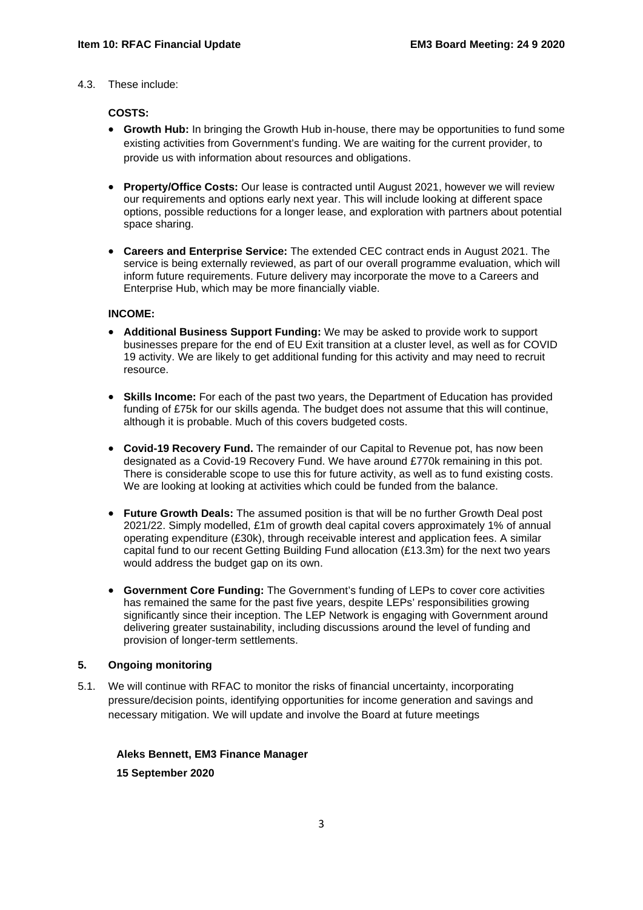4.3. These include:

**COSTS:**

- **Growth Hub:** In bringing the Growth Hub in-house, there may be opportunities to fund some existing activities from Government's funding. We are waiting for the current provider, to provide us with information about resources and obligations.

- **Property/Office Costs:** Our lease is contracted until August 2021, however we will review our requirements and options early next year. This will include looking at different space options, possible reductions for a longer lease, and exploration with partners about potential space sharing.

- **Careers and Enterprise Service:** The extended CEC contract ends in August 2021. The service is being externally reviewed, as part of our overall programme evaluation, which will inform future requirements. Future delivery may incorporate the move to a Careers and Enterprise Hub, which may be more financially viable.

**INCOME:**

- **Additional Business Support Funding:** We may be asked to provide work to support businesses prepare for the end of EU Exit transition at a cluster level, as well as for COVID 19 activity. We are likely to get additional funding for this activity and may need to recruit resource.

- **Skills Income:** For each of the past two years, the Department of Education has provided funding of £75k for our skills agenda. The budget does not assume that this will continue, although it is probable. Much of this covers budgeted costs.

- **Covid-19 Recovery Fund.** The remainder of our Capital to Revenue pot, has now been designated as a Covid-19 Recovery Fund. We have around £770k remaining in this pot. There is considerable scope to use this for future activity, as well as to fund existing costs. We are looking at looking at activities which could be funded from the balance.

- **Future Growth Deals:** The assumed position is that will be no further Growth Deal post 2021/22. Simply modelled, £1m of growth deal capital covers approximately 1% of annual operating expenditure (£30k), through receivable interest and application fees. A similar capital fund to our recent Getting Building Fund allocation (£13.3m) for the next two years would address the budget gap on its own.

- **Government Core Funding:** The Government's funding of LEPs to cover core activities has remained the same for the past five years, despite LEPs' responsibilities growing significantly since their inception. The LEP Network is engaging with Government around delivering greater sustainability, including discussions around the level of funding and provision of longer-term settlements.

## 5. Ongoing monitoring

5.1. We will continue with RFAC to monitor the risks of financial uncertainty, incorporating pressure/decision points, identifying opportunities for income generation and savings and necessary mitigation. We will update and involve the Board at future meetings

**Aleks Bennett, EM3 Finance Manager**

**15 September 2020**